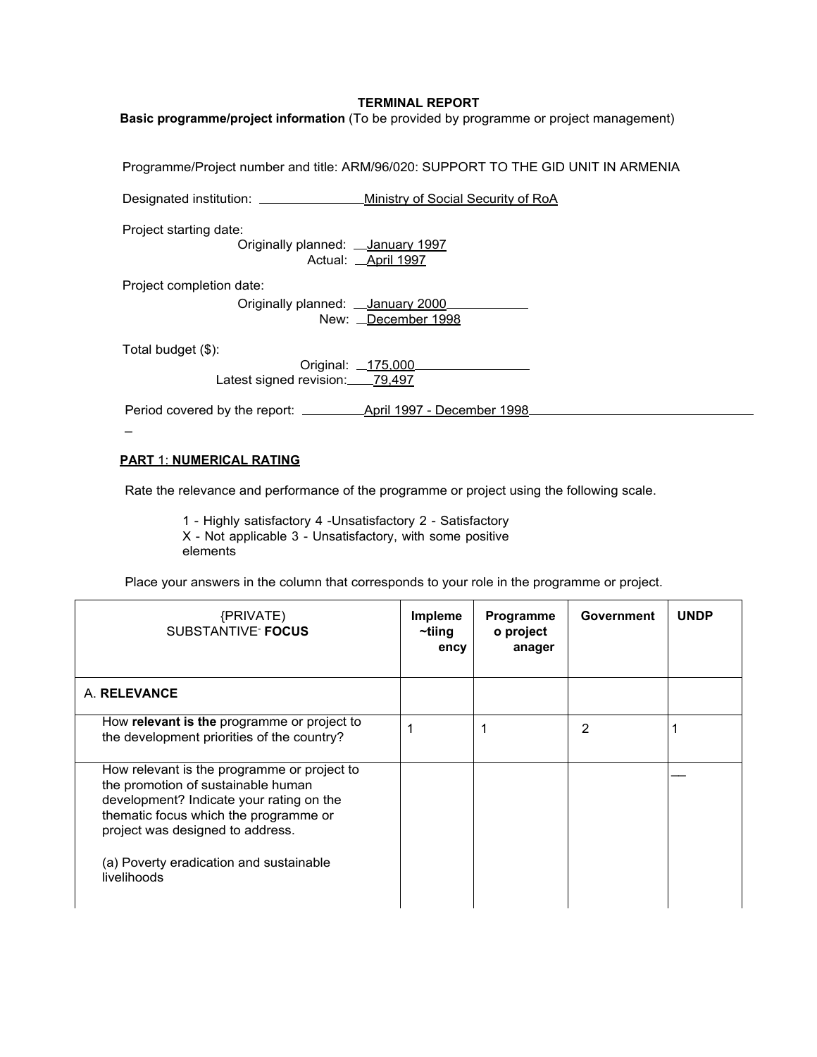**TERMINAL REPORT**

**Basic programme/project information** (To be provided by programme or project management)

Programme/Project number and title: ARM/96/020: SUPPORT TO THE GID UNIT IN ARMENIA

Designated institution: Ministry of Social Security of RoA

Project starting date:

Originally planned: January 1997

Actual: April 1997

Project completion date:

Originally planned: January 2000

New: December 1998

Total budget ($):

Original: 175,000

Latest signed revision: 79,497

Period covered by the report: April 1997 - December 1998

**PART** 1: **NUMERICAL RATING**

Rate the relevance and performance of the programme or project using the following scale.

1 - Highly satisfactory 4 -Unsatisfactory 2 - Satisfactory
X - Not applicable 3 - Unsatisfactory, with some positive elements

Place your answers in the column that corresponds to your role in the programme or project.

| {PRIVATE) SUBSTANTIVE- **FOCUS** | **Impleme ~tiing ency** | **Programme o project anager** | **Government** | **UNDP** |
|---|---|---|---|---|
| A. **RELEVANCE** | | | | |
| How **relevant is the** programme or project to the development priorities of the country? | 1 | 1 | 2 | 1 |
| How relevant is the programme or project to the promotion of sustainable human development? Indicate your rating on the thematic focus which the programme or project was designed to address.<br><br>(a) Poverty eradication and sustainable livelihoods | | | | __ |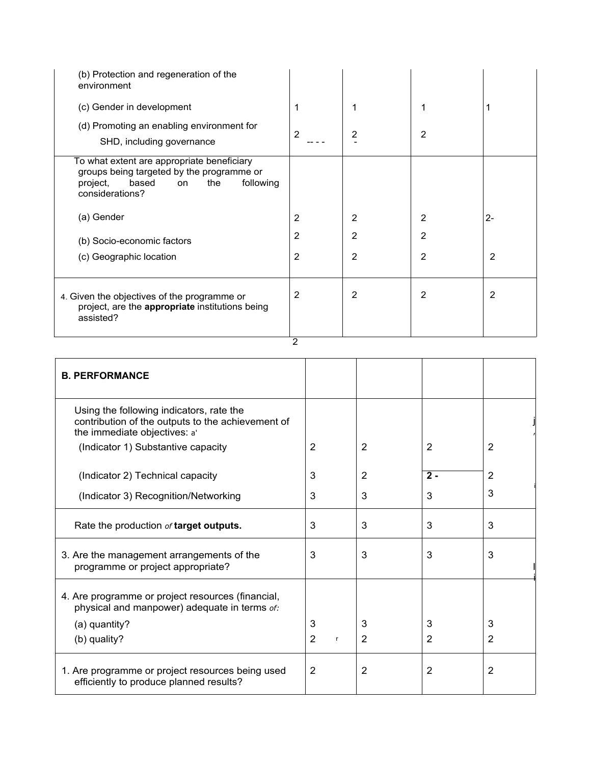| | | | | |
|---|---|---|---|---|
| (b) Protection and regeneration of the environment | | | | |
| (c) Gender in development | 1 | 1 | 1 | 1 |
| (d) Promoting an enabling environment for SHD, including governance | 2 | 2 | 2 | |
| To what extent are appropriate beneficiary groups being targeted by the programme or project, based on the following considerations? | | | | |
| (a) Gender | 2 | 2 | 2 | 2- |
| (b) Socio-economic factors | 2 | 2 | 2 | |
| (c) Geographic location | 2 | 2 | 2 | 2 |
| 4. Given the objectives of the programme or project, are the **appropriate** institutions being assisted? | 2 | 2 | 2 | 2 |

2

| **B. PERFORMANCE** | | | | |
|---|---|---|---|---|
| Using the following indicators, rate the contribution of the outputs to the achievement of the immediate objectives: a' | | | | |
| (Indicator 1) Substantive capacity | 2 | 2 | 2 | 2 |
| (Indicator 2) Technical capacity | 3 | 2 | **2 -** | 2 |
| (Indicator 3) Recognition/Networking | 3 | 3 | 3 | 3 |
| Rate the production *of* **target outputs.** | 3 | 3 | 3 | 3 |
| 3. Are the management arrangements of the programme or project appropriate? | 3 | 3 | 3 | 3 |
| 4. Are programme or project resources (financial, physical and manpower) adequate in terms *of:* | | | | |
| (a) quantity? | 3 | 3 | 3 | 3 |
| (b) quality? | 2 | 2 | 2 | 2 |
| 1. Are programme or project resources being used efficiently to produce planned results? | 2 | 2 | 2 | 2 |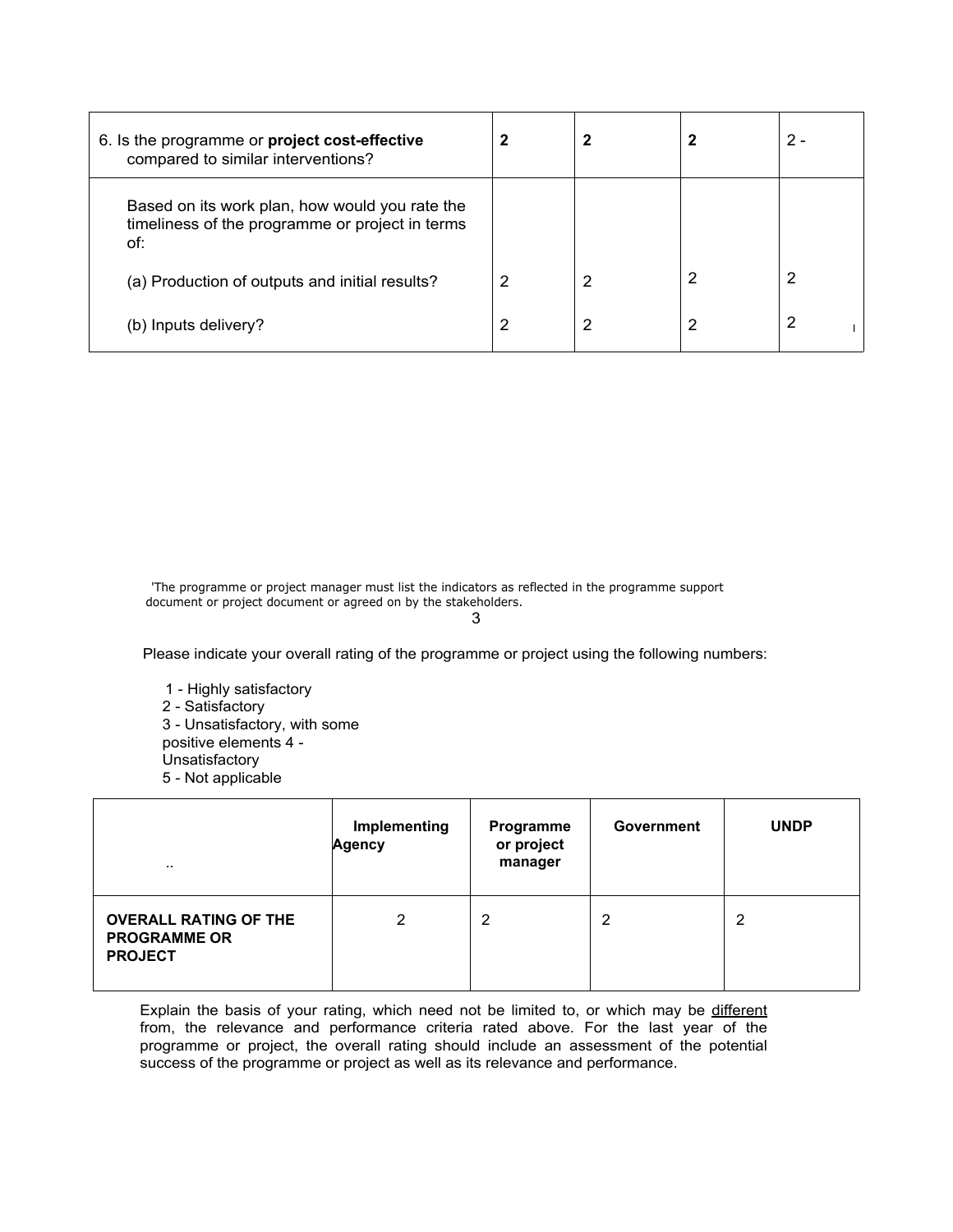| 6. Is the programme or **project cost-effective** compared to similar interventions? | **2** | **2** | **2** | 2 - |
| --- | --- | --- | --- | --- |
| Based on its work plan, how would you rate the timeliness of the programme or project in terms of: | | | | |
| (a) Production of outputs and initial results? | 2 | 2 | 2 | 2 |
| (b) Inputs delivery? | 2 | 2 | 2 | 2 |

'The programme or project manager must list the indicators as reflected in the programme support document or project document or agreed on by the stakeholders.

Please indicate your overall rating of the programme or project using the following numbers:

1 - Highly satisfactory
2 - Satisfactory
3 - Unsatisfactory, with some positive elements
4 - Unsatisfactory
5 - Not applicable

| .. | **Implementing Agency** | **Programme or project manager** | **Government** | **UNDP** |
| --- | --- | --- | --- | --- |
| **OVERALL RATING OF THE PROGRAMME OR PROJECT** | 2 | 2 | 2 | 2 |

Explain the basis of your rating, which need not be limited to, or which may be different from, the relevance and performance criteria rated above. For the last year of the programme or project, the overall rating should include an assessment of the potential success of the programme or project as well as its relevance and performance.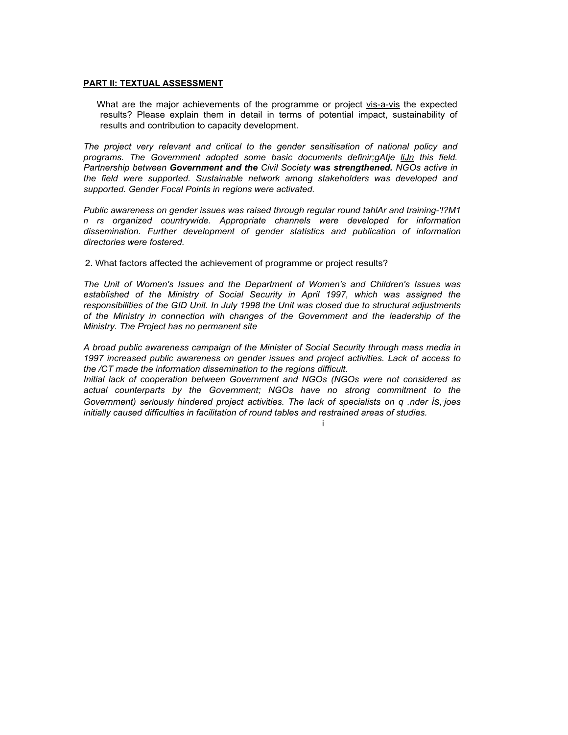**PART II: TEXTUAL ASSESSMENT**

What are the major achievements of the programme or project vis-a-vis the expected results? Please explain them in detail in terms of potential impact, sustainability of results and contribution to capacity development.

*The project very relevant and critical to the gender sensitisation of national policy and programs. The Government adopted some basic documents definir;gAtje liJn this field. Partnership between **Government and the** Civil Society **was strengthened.** NGOs active in the field were supported. Sustainable network among stakeholders was developed and supported. Gender Focal Points in regions were activated.*

*Public awareness on gender issues was raised through regular round tahlAr and training-'!?M1 n rs organized countrywide. Appropriate channels were developed for information dissemination. Further development of gender statistics and publication of information directories were fostered.*

2. What factors affected the achievement of programme or project results?

*The Unit of Women's Issues and the Department of Women's and Children's Issues was established of the Ministry of Social Security in April 1997, which was assigned the responsibilities of the GID Unit. In July 1998 the Unit was closed due to structural adjustments of the Ministry in connection with changes of the Government and the leadership of the Ministry. The Project has no permanent site*

*A broad public awareness campaign of the Minister of Social Security through mass media in 1997 increased public awareness on gender issues and project activities. Lack of access to the /CT made the information dissemination to the regions difficult.*
*Initial lack of cooperation between Government and NGOs (NGOs were not considered as actual counterparts by the Government; NGOs have no strong commitment to the Government) seriously hindered project activities. The lack of specialists on q .nder is,·joes initially caused difficulties in facilitation of round tables and restrained areas of studies.*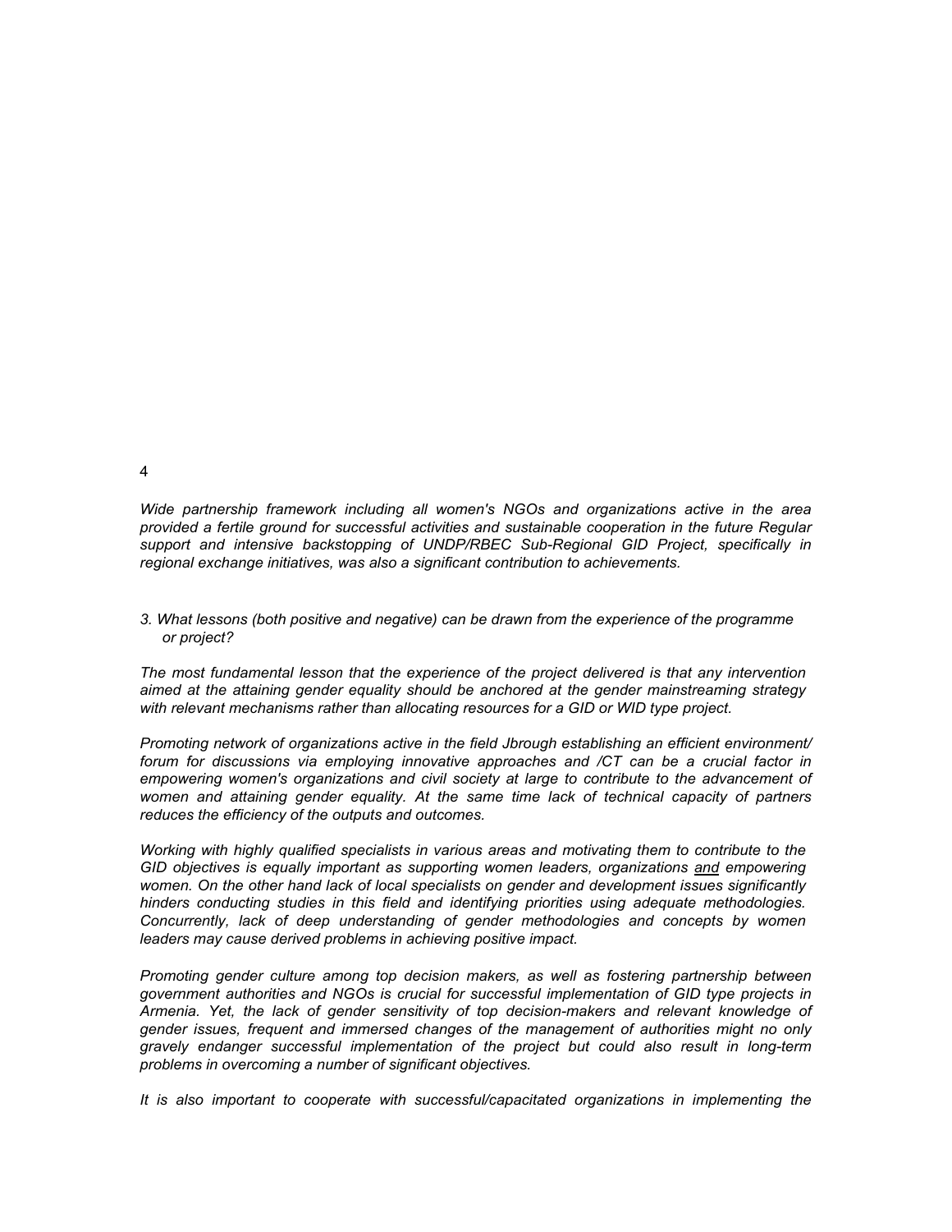*Wide partnership framework including all women's NGOs and organizations active in the area provided a fertile ground for successful activities and sustainable cooperation in the future Regular support and intensive backstopping of UNDP/RBEC Sub-Regional GID Project, specifically in regional exchange initiatives, was also a significant contribution to achievements.*

*3. What lessons (both positive and negative) can be drawn from the experience of the programme or project?*

*The most fundamental lesson that the experience of the project delivered is that any intervention aimed at the attaining gender equality should be anchored at the gender mainstreaming strategy with relevant mechanisms rather than allocating resources for a GID or WID type project.*

*Promoting network of organizations active in the field Jbrough establishing an efficient environment/ forum for discussions via employing innovative approaches and /CT can be a crucial factor in empowering women's organizations and civil society at large to contribute to the advancement of women and attaining gender equality. At the same time lack of technical capacity of partners reduces the efficiency of the outputs and outcomes.*

*Working with highly qualified specialists in various areas and motivating them to contribute to the GID objectives is equally important as supporting women leaders, organizations <u>and</u> empowering women. On the other hand lack of local specialists on gender and development issues significantly hinders conducting studies in this field and identifying priorities using adequate methodologies. Concurrently, lack of deep understanding of gender methodologies and concepts by women leaders may cause derived problems in achieving positive impact.*

*Promoting gender culture among top decision makers, as well as fostering partnership between government authorities and NGOs is crucial for successful implementation of GID type projects in Armenia. Yet, the lack of gender sensitivity of top decision-makers and relevant knowledge of gender issues, frequent and immersed changes of the management of authorities might no only gravely endanger successful implementation of the project but could also result in long-term problems in overcoming a number of significant objectives.*

*It is also important to cooperate with successful/capacitated organizations in implementing the*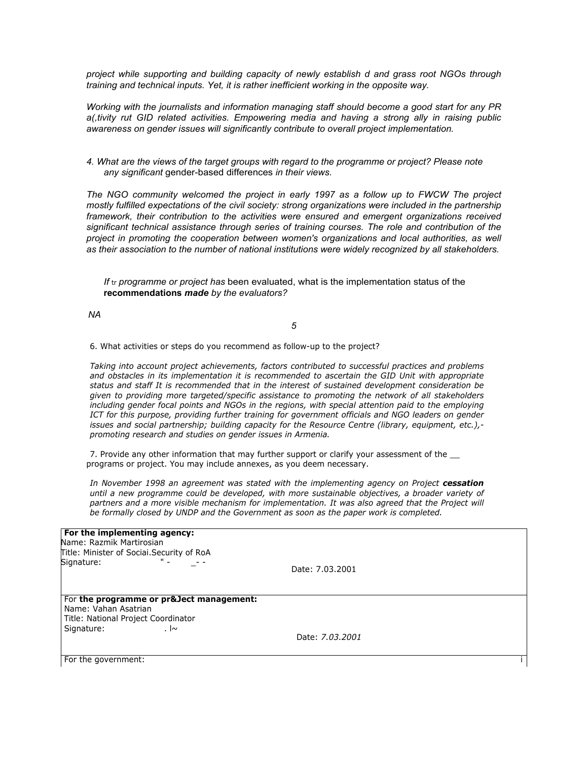*project while supporting and building capacity of newly establish d and grass root NGOs through training and technical inputs. Yet, it is rather inefficient working in the opposite way.*

*Working with the journalists and information managing staff should become a good start for any PR a(,tivity rut GID related activities. Empowering media and having a strong ally in raising public awareness on gender issues will significantly contribute to overall project implementation.*

*4. What are the views of the target groups with regard to the programme or project? Please note any significant* gender-based differences *in their views.*

*The NGO community welcomed the project in early 1997 as a follow up to FWCW The project mostly fulfilled expectations of the civil society: strong organizations were included in the partnership framework, their contribution to the activities were ensured and emergent organizations received significant technical assistance through series of training courses. The role and contribution of the project in promoting the cooperation between women's organizations and local authorities, as well as their association to the number of national institutions were widely recognized by all stakeholders.*

*If* tr *programme or project has* been evaluated, what is the implementation status of the **recommendations *made*** *by the evaluators?*

*NA*

*5*

6. What activities or steps do you recommend as follow-up to the project?

*Taking into account project achievements, factors contributed to successful practices and problems and obstacles in its implementation it is recommended to ascertain the GID Unit with appropriate status and staff It is recommended that in the interest of sustained development consideration be given to providing more targeted/specific assistance to promoting the network of all stakeholders including gender focal points and NGOs in the regions, with special attention paid to the employing ICT for this purpose, providing further training for government officials and NGO leaders on gender issues and social partnership; building capacity for the Resource Centre (library, equipment, etc.),- promoting research and studies on gender issues in Armenia.*

7. Provide any other information that may further support or clarify your assessment of the __ programs or project. You may include annexes, as you deem necessary.

*In November 1998 an agreement was stated with the implementing agency on Project* ***cessation*** *until a new programme could be developed, with more sustainable objectives, a broader variety of partners and a more visible mechanism for implementation. It was also agreed that the Project will be formally closed by UNDP and the Government as soon as the paper work is completed.*

| | |
|---|---|
| **For the implementing agency:**<br>Name: Razmik Martirosian<br>Title: Minister of Sociai.Security of RoA<br>Signature: " - _- - | Date: 7.03.2001 |
| For **the programme or pr&Ject management:**<br>Name: Vahan Asatrian<br>Title: National Project Coordinator<br>Signature: . l~ | Date: *7.03.2001* |
| For the government: | |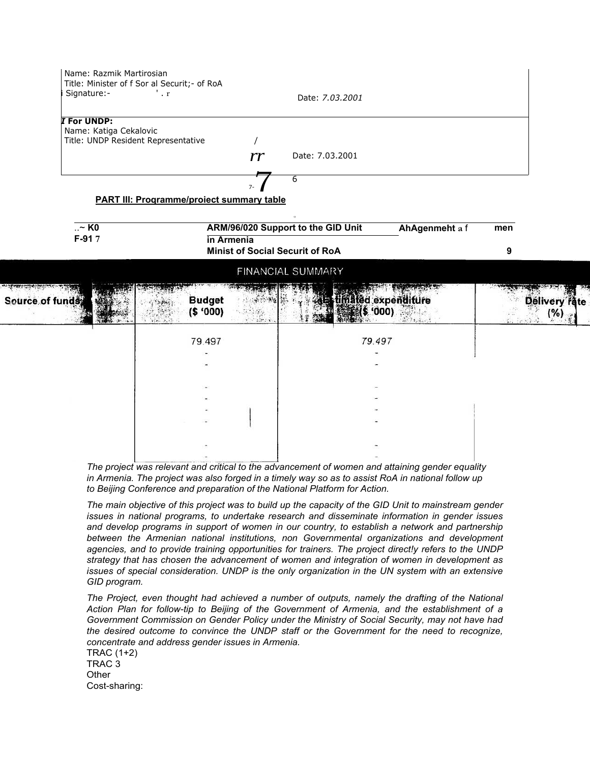Name: Razmik Martirosian
Title: Minister of f Sor al Securit;- of RoA
Signature:- ' . r

Date: *7.03.2001*

***For UNDP:***
Name: Katiga Cekalovic
Title: UNDP Resident Representative

Date: 7.03.2001

## PART III: Programme/project summary table

| ..~ K0 F-91 7 | ARM/96/020 Support to the GID Unit in Armenia Minist of Social Securit of RoA | AhAgenmeht a f men 9 |
|---|---|---|

**FINANCIAL SUMMARY**

| Source of funds | Budget ($ '000) | Estimated expenditure ($ '000) | Delivery rate (%) |
|---|---|---|---|
| TRAC (1+2) | 79.497 | 79.497 | |
| TRAC 3 | - | - | |
| Other | - | - | |
| Cost-sharing: | - | - | |
| | - | - | |
| | - | - | |
| | - | - | |
| | - | - | |
| | - | - | |

*The project was relevant and critical to the advancement of women and attaining gender equality in Armenia. The project was also forged in a timely way so as to assist RoA in national follow up to Beijing Conference and preparation of the National Platform for Action.*

*The main objective of this project was to build up the capacity of the GID Unit to mainstream gender issues in national programs, to undertake research and disseminate information in gender issues and develop programs in support of women in our country, to establish a network and partnership between the Armenian national institutions, non Governmental organizations and development agencies, and to provide training opportunities for trainers. The project direct!y refers to the UNDP strategy that has chosen the advancement of women and integration of women in development as issues of special consideration. UNDP is the only organization in the UN system with an extensive GID program.*

*The Project, even thought had achieved a number of outputs, namely the drafting of the National Action Plan for follow-tip to Beijing of the Government of Armenia, and the establishment of a Government Commission on Gender Policy under the Ministry of Social Security, may not have had the desired outcome to convince the UNDP staff or the Government for the need to recognize, concentrate and address gender issues in Armenia.*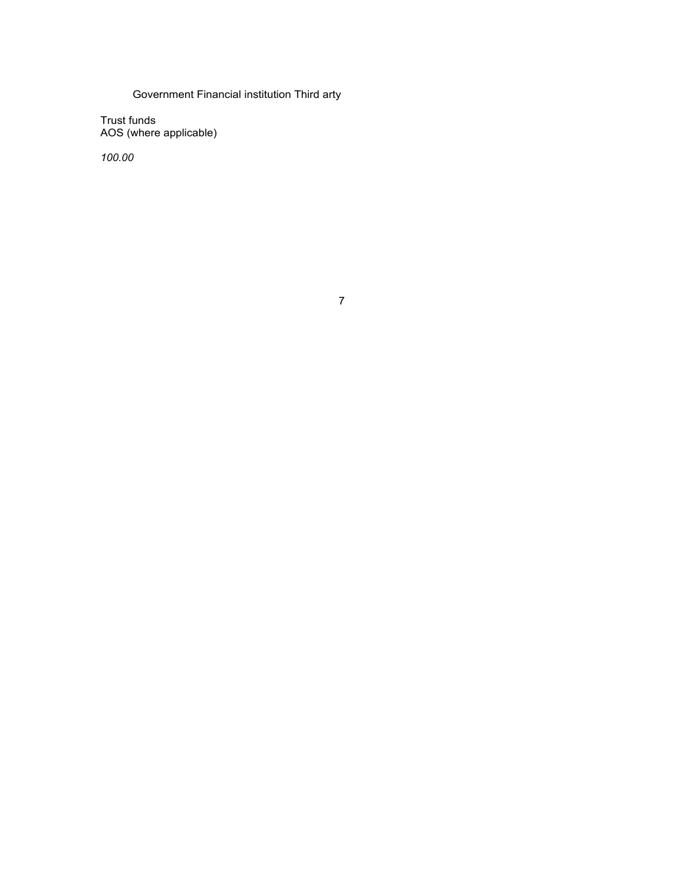Government Financial institution Third arty

Trust funds
AOS (where applicable)

*100.00*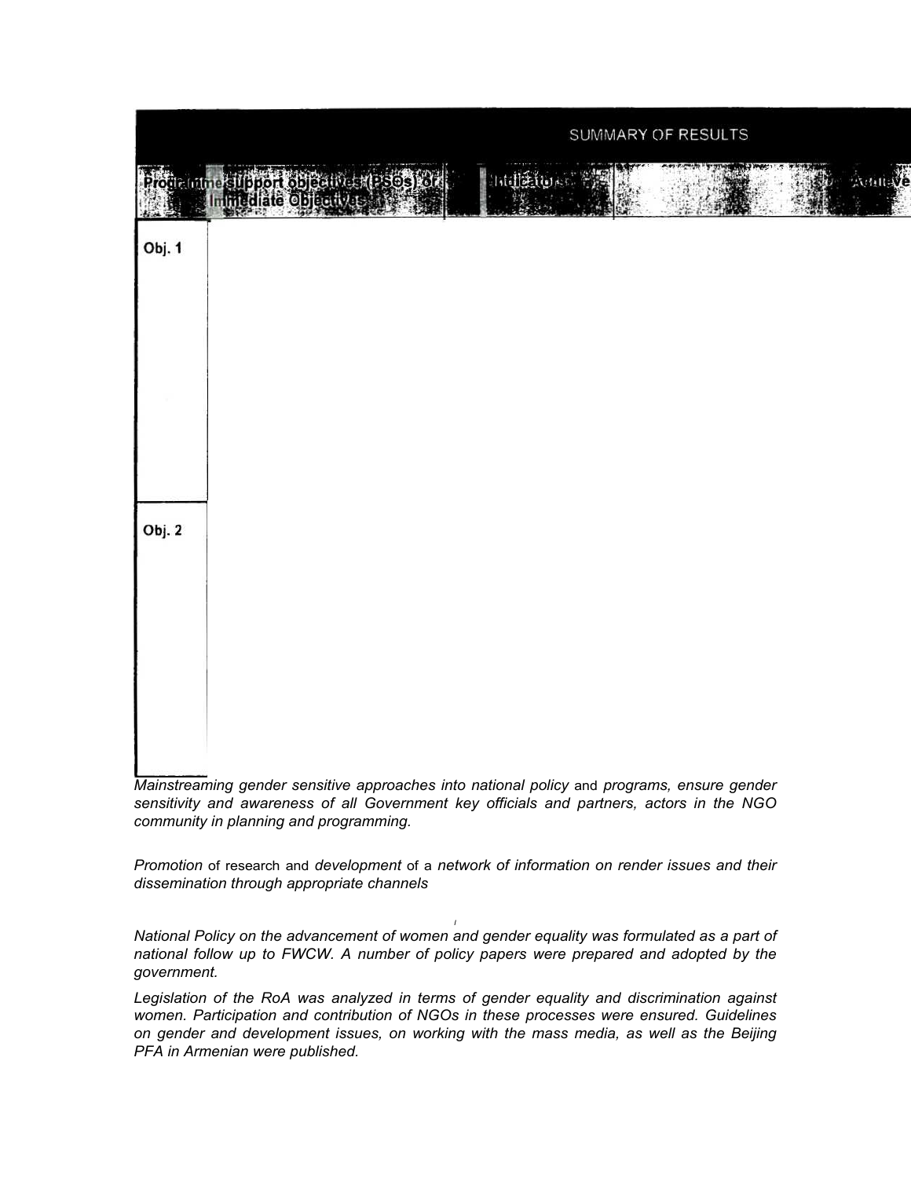| SUMMARY OF RESULTS | | | |
|---|---|---|---|
| Programme support objectives (PSOs) or Immediate Objectives | | Indicators | Achieve |
| Obj. 1 | | | |
| Obj. 2 | | | |

*Mainstreaming gender sensitive approaches into national policy* and *programs, ensure gender sensitivity and awareness of all Government key officials and partners, actors in the NGO community in planning and programming.*

*Promotion* of research and *development* of a *network of information on render issues and their dissemination through appropriate channels*

*National Policy on the advancement of women and gender equality was formulated as a part of national follow up to FWCW. A number of policy papers were prepared and adopted by the government.*

*Legislation of the RoA was analyzed in terms of gender equality and discrimination against women. Participation and contribution of NGOs in these processes were ensured. Guidelines on gender and development issues, on working with the mass media, as well as the Beijing PFA in Armenian were published.*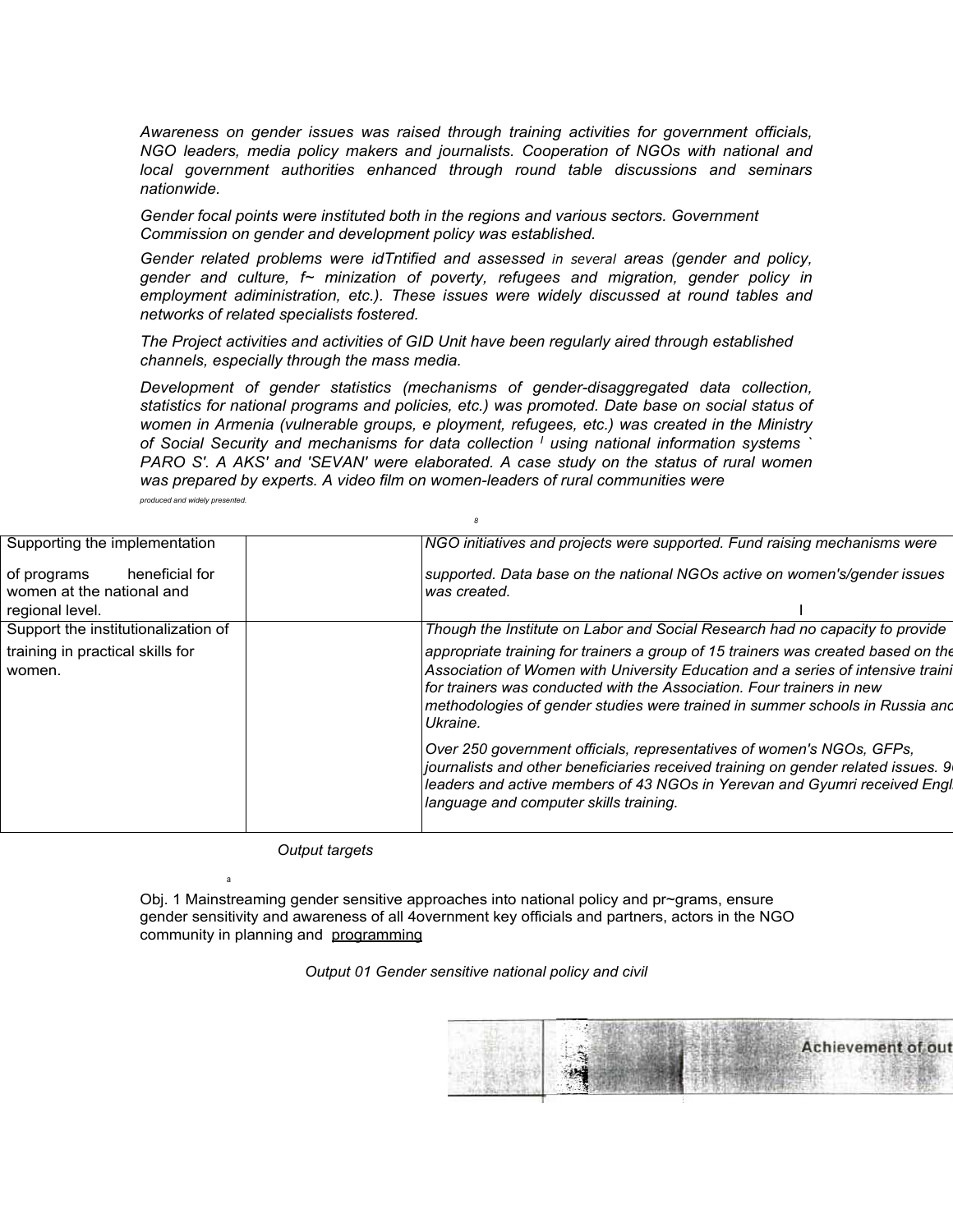*Awareness on gender issues was raised through training activities for government officials, NGO leaders, media policy makers and journalists. Cooperation of NGOs with national and local government authorities enhanced through round table discussions and seminars nationwide.*

*Gender focal points were instituted both in the regions and various sectors. Government Commission on gender and development policy was established.*

*Gender related problems were idTntified and assessed in several areas (gender and policy, gender and culture, f~ minization of poverty, refugees and migration, gender policy in employment adiministration, etc.). These issues were widely discussed at round tables and networks of related specialists fostered.*

*The Project activities and activities of GID Unit have been regularly aired through established channels, especially through the mass media.*

*Development of gender statistics (mechanisms of gender-disaggregated data collection, statistics for national programs and policies, etc.) was promoted. Date base on social status of women in Armenia (vulnerable groups, e ployment, refugees, etc.) was created in the Ministry of Social Security and mechanisms for data collection using national information systems ` PARO S'. A AKS' and 'SEVAN' were elaborated. A case study on the status of rural women was prepared by experts. A video film on women-leaders of rural communities were produced and widely presented.*

| | | |
|---|---|---|
| Supporting the implementation of programs heneficial for women at the national and regional level. | | *NGO initiatives and projects were supported. Fund raising mechanisms were supported. Data base on the national NGOs active on women's/gender issues was created.* |
| Support the institutionalization of training in practical skills for women. | | *Though the Institute on Labor and Social Research had no capacity to provide appropriate training for trainers a group of 15 trainers was created based on the Association of Women with University Education and a series of intensive traini for trainers was conducted with the Association. Four trainers in new methodologies of gender studies were trained in summer schools in Russia and Ukraine.*<br><br>*Over 250 government officials, representatives of women's NGOs, GFPs, journalists and other beneficiaries received training on gender related issues. 9 leaders and active members of 43 NGOs in Yerevan and Gyumri received Engl language and computer skills training.* |

*Output targets*

Obj. 1 Mainstreaming gender sensitive approaches into national policy and pr~grams, ensure gender sensitivity and awareness of all 4overnment key officials and partners, actors in the NGO community in planning and programming

*Output 01 Gender sensitive national policy and civil*

| | | Achievement of out |
|---|---|---|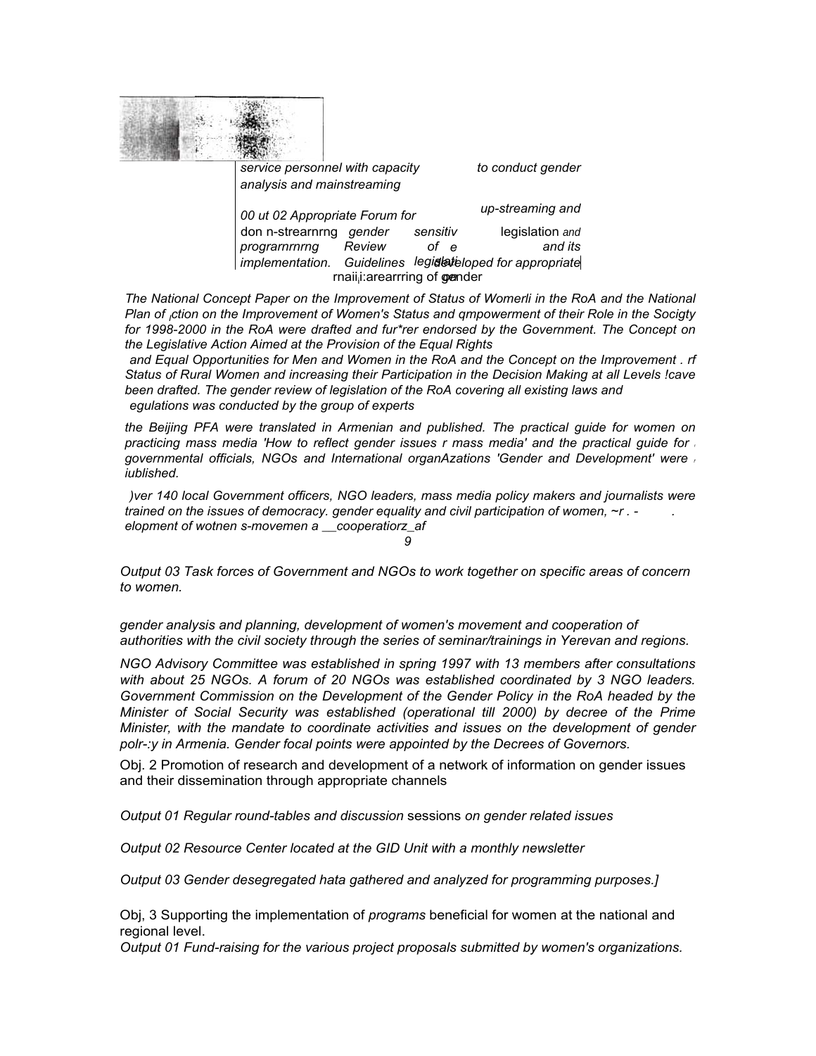*service personnel with capacity to conduct gender analysis and mainstreaming*

*00 ut 02 Appropriate Forum for up-streaming and* don n-strearnrng *gender sensitiv* legislation *and* *prograrnrnrng Review of e legislati and its implementation. Guidelines developed for appropriate* rnaii;i:arearrring of gender

*The National Concept Paper on the Improvement of Status of Womerli in the RoA and the National Plan of ,ction on the Improvement of Women's Status and qmpowerment of their Role in the Socigty for 1998-2000 in the RoA were drafted and fur\*rer endorsed by the Government. The Concept on the Legislative Action Aimed at the Provision of the Equal Rights and Equal Opportunities for Men and Women in the RoA and the Concept on the Improvement . rf Status of Rural Women and increasing their Participation in the Decision Making at all Levels !cave been drafted. The gender review of legislation of the RoA covering all existing laws and egulations was conducted by the group of experts*

*the Beijing PFA were translated in Armenian and published. The practical guide for women on practicing mass media 'How to reflect gender issues r mass media' and the practical guide for governmental officials, NGOs and International organAzations 'Gender and Development' were iublished.*

*)ver 140 local Government officers, NGO leaders, mass media policy makers and journalists were trained on the issues of democracy. gender equality and civil participation of women, ~r . - . elopment of wotnen s-movemen a __cooperatiorz_af*

*Output 03 Task forces of Government and NGOs to work together on specific areas of concern to women.*

*gender analysis and planning, development of women's movement and cooperation of authorities with the civil society through the series of seminar/trainings in Yerevan and regions.*

*NGO Advisory Committee was established in spring 1997 with 13 members after consultations with about 25 NGOs. A forum of 20 NGOs was established coordinated by 3 NGO leaders. Government Commission on the Development of the Gender Policy in the RoA headed by the Minister of Social Security was established (operational till 2000) by decree of the Prime Minister, with the mandate to coordinate activities and issues on the development of gender polr-:y in Armenia. Gender focal points were appointed by the Decrees of Governors.*

Obj. 2 Promotion of research and development of a network of information on gender issues and their dissemination through appropriate channels

*Output 01 Regular round-tables and discussion* sessions *on gender related issues*

*Output 02 Resource Center located at the GID Unit with a monthly newsletter*

*Output 03 Gender desegregated hata gathered and analyzed for programming purposes.]*

Obj, 3 Supporting the implementation of *programs* beneficial for women at the national and regional level.
*Output 01 Fund-raising for the various project proposals submitted by women's organizations.*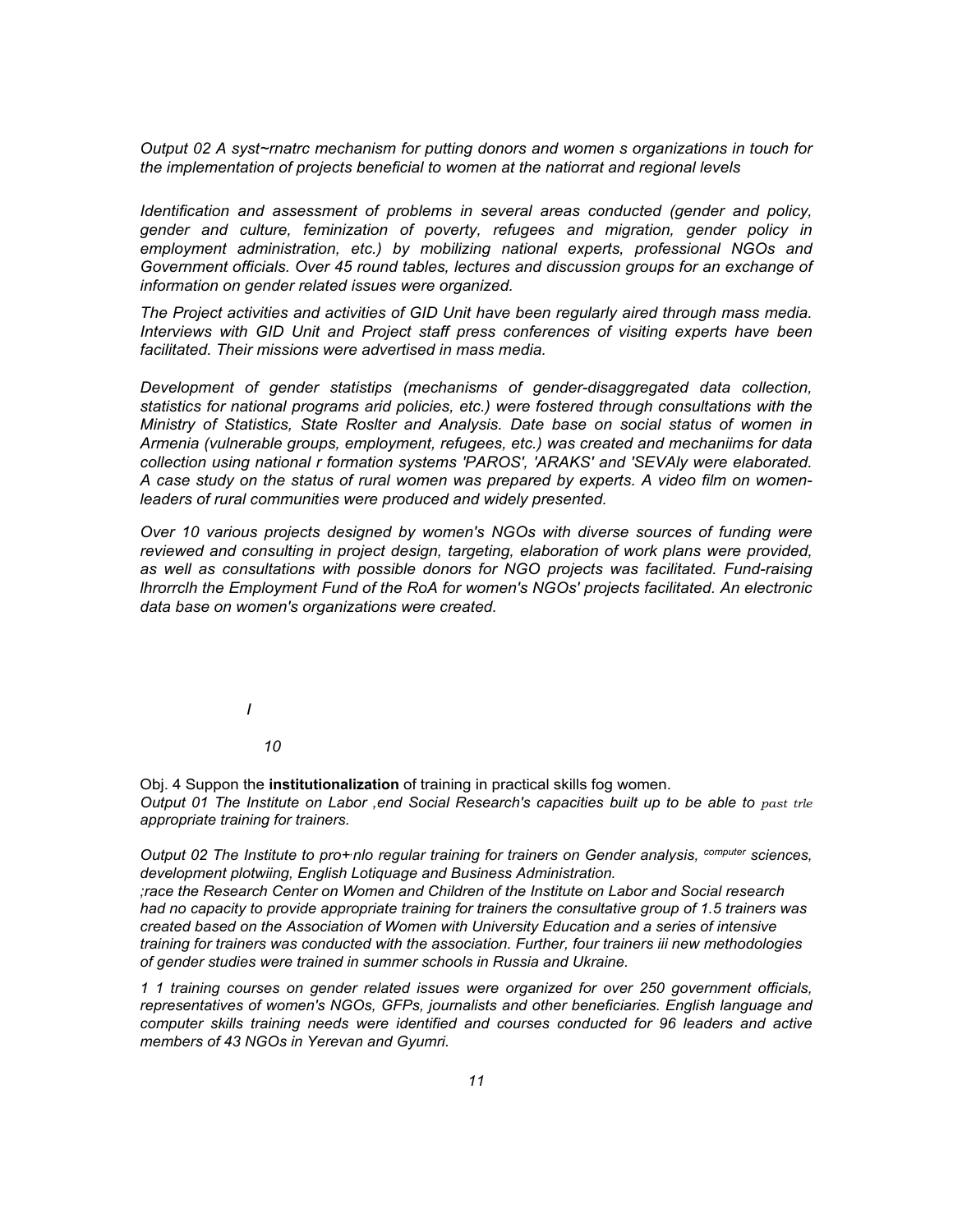*Output 02 A syst~rnatrc mechanism for putting donors and women s organizations in touch for the implementation of projects beneficial to women at the natiorrat and regional levels*

*Identification and assessment of problems in several areas conducted (gender and policy, gender and culture, feminization of poverty, refugees and migration, gender policy in employment administration, etc.) by mobilizing national experts, professional NGOs and Government officials. Over 45 round tables, lectures and discussion groups for an exchange of information on gender related issues were organized.*

*The Project activities and activities of GID Unit have been regularly aired through mass media. Interviews with GID Unit and Project staff press conferences of visiting experts have been facilitated. Their missions were advertised in mass media.*

*Development of gender statistips (mechanisms of gender-disaggregated data collection, statistics for national programs arid policies, etc.) were fostered through consultations with the Ministry of Statistics, State Roslter and Analysis. Date base on social status of women in Armenia (vulnerable groups, employment, refugees, etc.) was created and mechaniims for data collection using national r formation systems 'PAROS', 'ARAKS' and 'SEVAly were elaborated. A case study on the status of rural women was prepared by experts. A video film on women-leaders of rural communities were produced and widely presented.*

*Over 10 various projects designed by women's NGOs with diverse sources of funding were reviewed and consulting in project design, targeting, elaboration of work plans were provided, as well as consultations with possible donors for NGO projects was facilitated. Fund-raising lhrorrclh the Employment Fund of the RoA for women's NGOs' projects facilitated. An electronic data base on women's organizations were created.*

*I*

*10*

Obj. 4 Suppon the **institutionalization** of training in practical skills fog women.
*Output 01 The Institute on Labor ,end Social Research's capacities built up to be able to past trle appropriate training for trainers.*

*Output 02 The Institute to pro+nlo regular training for trainers on Gender analysis, computer sciences, development plotwiing, English Lotiquage and Business Administration.*
*;race the Research Center on Women and Children of the Institute on Labor and Social research had no capacity to provide appropriate training for trainers the consultative group of 1.5 trainers was created based on the Association of Women with University Education and a series of intensive training for trainers was conducted with the association. Further, four trainers iii new methodologies of gender studies were trained in summer schools in Russia and Ukraine.*

*1 1 training courses on gender related issues were organized for over 250 government officials, representatives of women's NGOs, GFPs, journalists and other beneficiaries. English language and computer skills training needs were identified and courses conducted for 96 leaders and active members of 43 NGOs in Yerevan and Gyumri.*